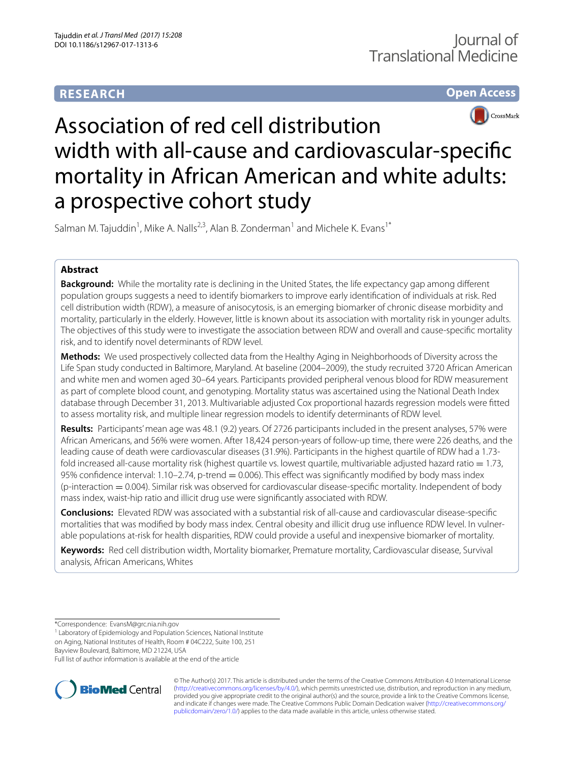RESEARCH

Open Access

# Association of red cell distribution width with all-cause and cardiovascular-specific mortality in African American and white adults: a prospective cohort study

Salman M. Tajuddin[1], Mike A. Nalls[2,3], Alan B. Zonderman[1] and Michele K. Evans[1*]

## Abstract

**Background:** While the mortality rate is declining in the United States, the life expectancy gap among different population groups suggests a need to identify biomarkers to improve early identification of individuals at risk. Red cell distribution width (RDW), a measure of anisocytosis, is an emerging biomarker of chronic disease morbidity and mortality, particularly in the elderly. However, little is known about its association with mortality risk in younger adults. The objectives of this study were to investigate the association between RDW and overall and cause-specific mortality risk, and to identify novel determinants of RDW level.

**Methods:** We used prospectively collected data from the Healthy Aging in Neighborhoods of Diversity across the Life Span study conducted in Baltimore, Maryland. At baseline (2004–2009), the study recruited 3720 African American and white men and women aged 30–64 years. Participants provided peripheral venous blood for RDW measurement as part of complete blood count, and genotyping. Mortality status was ascertained using the National Death Index database through December 31, 2013. Multivariable adjusted Cox proportional hazards regression models were fitted to assess mortality risk, and multiple linear regression models to identify determinants of RDW level.

**Results:** Participants' mean age was 48.1 (9.2) years. Of 2726 participants included in the present analyses, 57% were African Americans, and 56% were women. After 18,424 person-years of follow-up time, there were 226 deaths, and the leading cause of death were cardiovascular diseases (31.9%). Participants in the highest quartile of RDW had a 1.73-fold increased all-cause mortality risk (highest quartile vs. lowest quartile, multivariable adjusted hazard ratio = 1.73, 95% confidence interval: 1.10–2.74, p-trend = 0.006). This effect was significantly modified by body mass index (p-interaction = 0.004). Similar risk was observed for cardiovascular disease-specific mortality. Independent of body mass index, waist-hip ratio and illicit drug use were significantly associated with RDW.

**Conclusions:** Elevated RDW was associated with a substantial risk of all-cause and cardiovascular disease-specific mortalities that was modified by body mass index. Central obesity and illicit drug use influence RDW level. In vulnerable populations at-risk for health disparities, RDW could provide a useful and inexpensive biomarker of mortality.

**Keywords:** Red cell distribution width, Mortality biomarker, Premature mortality, Cardiovascular disease, Survival analysis, African Americans, Whites

*Correspondence: EvansM@grc.nia.nih.gov
[1] Laboratory of Epidemiology and Population Sciences, National Institute on Aging, National Institutes of Health, Room # 04C222, Suite 100, 251 Bayview Boulevard, Baltimore, MD 21224, USA
Full list of author information is available at the end of the article

© The Author(s) 2017. This article is distributed under the terms of the Creative Commons Attribution 4.0 International License (http://creativecommons.org/licenses/by/4.0/), which permits unrestricted use, distribution, and reproduction in any medium, provided you give appropriate credit to the original author(s) and the source, provide a link to the Creative Commons license, and indicate if changes were made. The Creative Commons Public Domain Dedication waiver (http://creativecommons.org/publicdomain/zero/1.0/) applies to the data made available in this article, unless otherwise stated.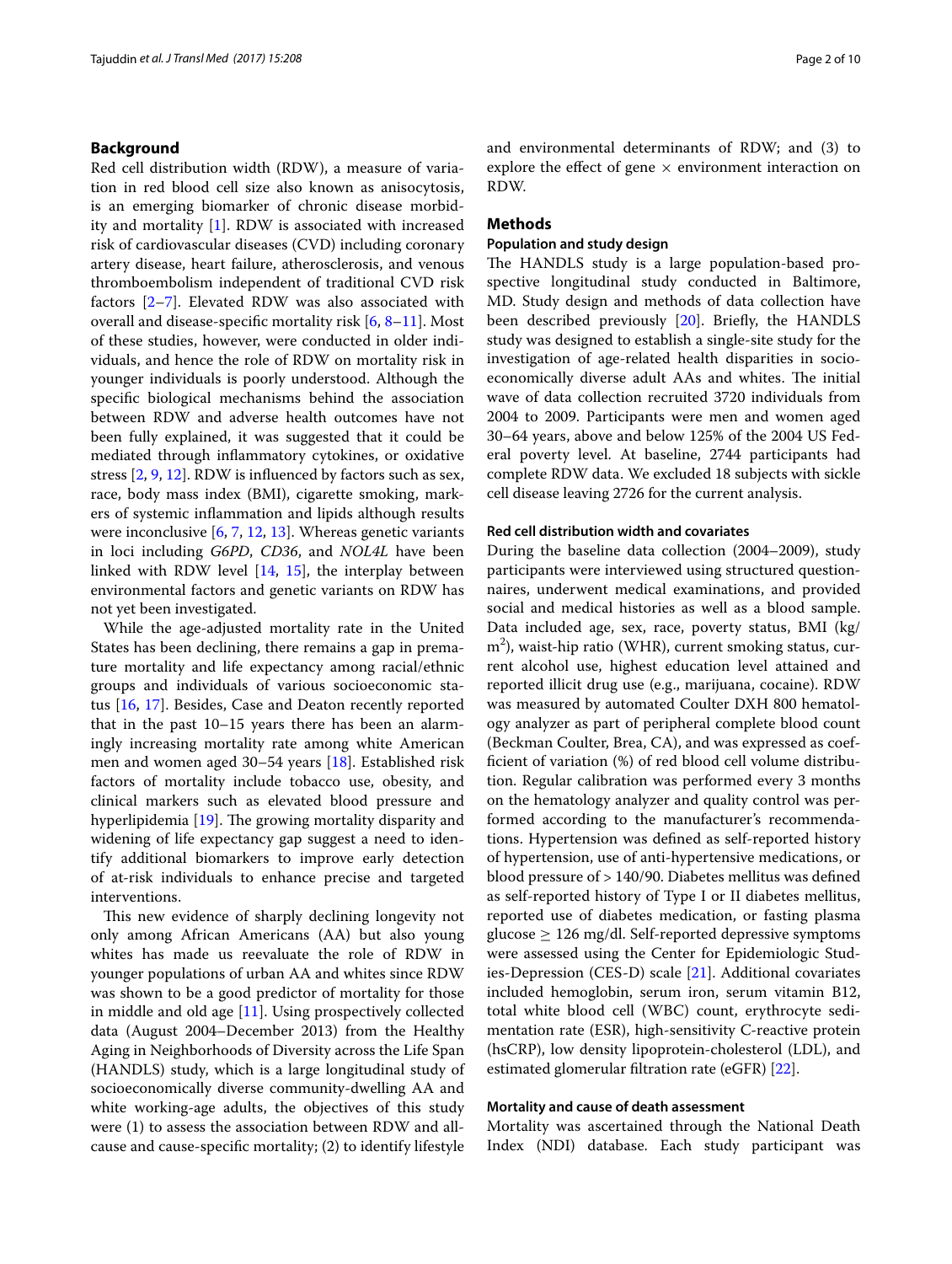## Background

Red cell distribution width (RDW), a measure of variation in red blood cell size also known as anisocytosis, is an emerging biomarker of chronic disease morbidity and mortality [1]. RDW is associated with increased risk of cardiovascular diseases (CVD) including coronary artery disease, heart failure, atherosclerosis, and venous thromboembolism independent of traditional CVD risk factors [2–7]. Elevated RDW was also associated with overall and disease-specific mortality risk [6, 8–11]. Most of these studies, however, were conducted in older individuals, and hence the role of RDW on mortality risk in younger individuals is poorly understood. Although the specific biological mechanisms behind the association between RDW and adverse health outcomes have not been fully explained, it was suggested that it could be mediated through inflammatory cytokines, or oxidative stress [2, 9, 12]. RDW is influenced by factors such as sex, race, body mass index (BMI), cigarette smoking, markers of systemic inflammation and lipids although results were inconclusive [6, 7, 12, 13]. Whereas genetic variants in loci including *G6PD*, *CD36*, and *NOL4L* have been linked with RDW level [14, 15], the interplay between environmental factors and genetic variants on RDW has not yet been investigated.

While the age-adjusted mortality rate in the United States has been declining, there remains a gap in premature mortality and life expectancy among racial/ethnic groups and individuals of various socioeconomic status [16, 17]. Besides, Case and Deaton recently reported that in the past 10–15 years there has been an alarmingly increasing mortality rate among white American men and women aged 30–54 years [18]. Established risk factors of mortality include tobacco use, obesity, and clinical markers such as elevated blood pressure and hyperlipidemia [19]. The growing mortality disparity and widening of life expectancy gap suggest a need to identify additional biomarkers to improve early detection of at-risk individuals to enhance precise and targeted interventions.

This new evidence of sharply declining longevity not only among African Americans (AA) but also young whites has made us reevaluate the role of RDW in younger populations of urban AA and whites since RDW was shown to be a good predictor of mortality for those in middle and old age [11]. Using prospectively collected data (August 2004–December 2013) from the Healthy Aging in Neighborhoods of Diversity across the Life Span (HANDLS) study, which is a large longitudinal study of socioeconomically diverse community-dwelling AA and white working-age adults, the objectives of this study were (1) to assess the association between RDW and all-cause and cause-specific mortality; (2) to identify lifestyle and environmental determinants of RDW; and (3) to explore the effect of gene × environment interaction on RDW.

## Methods

### Population and study design

The HANDLS study is a large population-based prospective longitudinal study conducted in Baltimore, MD. Study design and methods of data collection have been described previously [20]. Briefly, the HANDLS study was designed to establish a single-site study for the investigation of age-related health disparities in socioeconomically diverse adult AAs and whites. The initial wave of data collection recruited 3720 individuals from 2004 to 2009. Participants were men and women aged 30–64 years, above and below 125% of the 2004 US Federal poverty level. At baseline, 2744 participants had complete RDW data. We excluded 18 subjects with sickle cell disease leaving 2726 for the current analysis.

#### Red cell distribution width and covariates

During the baseline data collection (2004–2009), study participants were interviewed using structured questionnaires, underwent medical examinations, and provided social and medical histories as well as a blood sample. Data included age, sex, race, poverty status, BMI (kg/m$^2$), waist-hip ratio (WHR), current smoking status, current alcohol use, highest education level attained and reported illicit drug use (e.g., marijuana, cocaine). RDW was measured by automated Coulter DXH 800 hematology analyzer as part of peripheral complete blood count (Beckman Coulter, Brea, CA), and was expressed as coefficient of variation (%) of red blood cell volume distribution. Regular calibration was performed every 3 months on the hematology analyzer and quality control was performed according to the manufacturer's recommendations. Hypertension was defined as self-reported history of hypertension, use of anti-hypertensive medications, or blood pressure of > 140/90. Diabetes mellitus was defined as self-reported history of Type I or II diabetes mellitus, reported use of diabetes medication, or fasting plasma glucose ≥ 126 mg/dl. Self-reported depressive symptoms were assessed using the Center for Epidemiologic Studies-Depression (CES-D) scale [21]. Additional covariates included hemoglobin, serum iron, serum vitamin B12, total white blood cell (WBC) count, erythrocyte sedimentation rate (ESR), high-sensitivity C-reactive protein (hsCRP), low density lipoprotein-cholesterol (LDL), and estimated glomerular filtration rate (eGFR) [22].

#### Mortality and cause of death assessment

Mortality was ascertained through the National Death Index (NDI) database. Each study participant was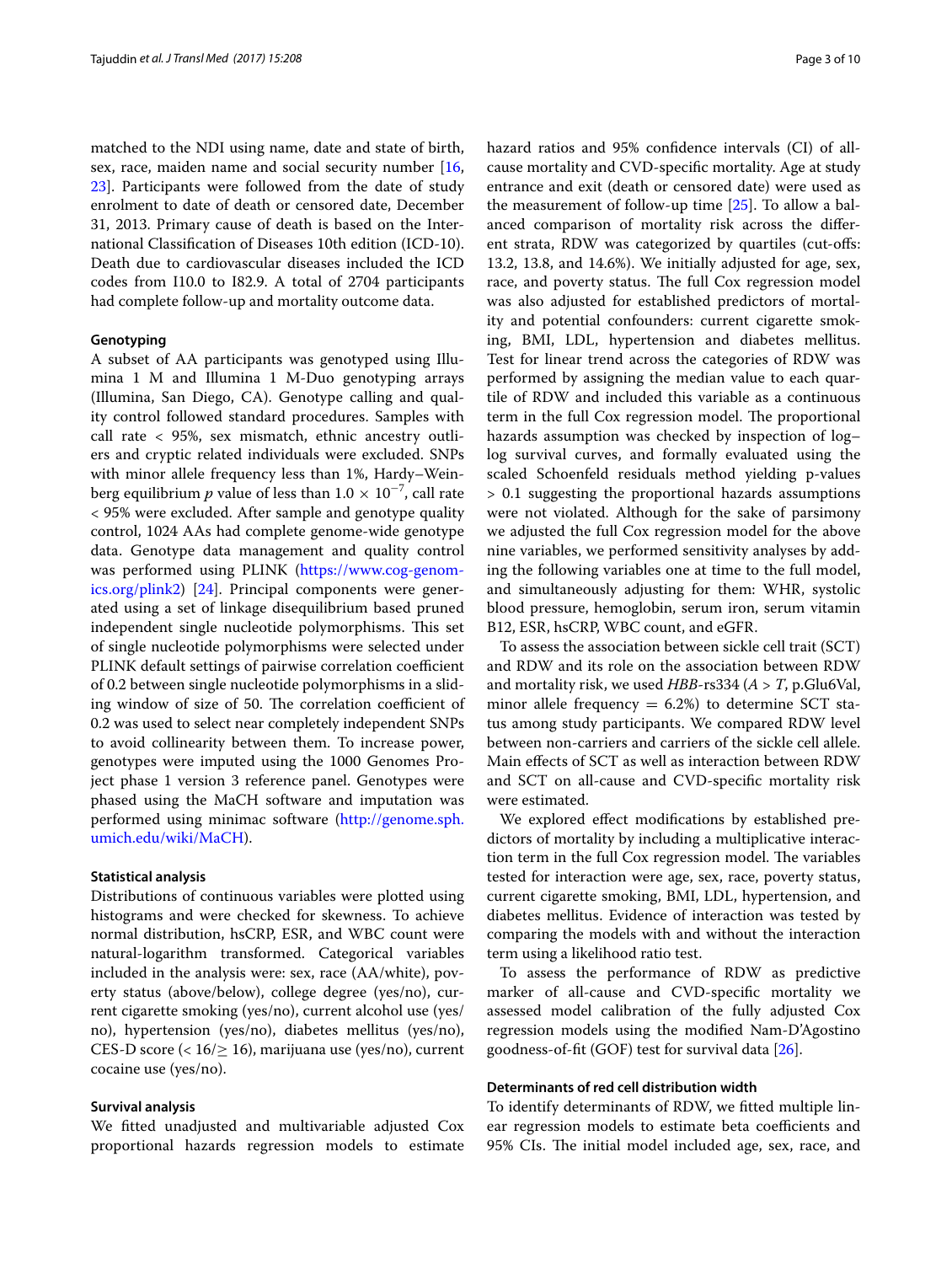matched to the NDI using name, date and state of birth, sex, race, maiden name and social security number [16, 23]. Participants were followed from the date of study enrolment to date of death or censored date, December 31, 2013. Primary cause of death is based on the International Classification of Diseases 10th edition (ICD-10). Death due to cardiovascular diseases included the ICD codes from I10.0 to I82.9. A total of 2704 participants had complete follow-up and mortality outcome data.

### Genotyping

A subset of AA participants was genotyped using Illumina 1 M and Illumina 1 M-Duo genotyping arrays (Illumina, San Diego, CA). Genotype calling and quality control followed standard procedures. Samples with call rate < 95%, sex mismatch, ethnic ancestry outliers and cryptic related individuals were excluded. SNPs with minor allele frequency less than 1%, Hardy–Weinberg equilibrium $p$ value of less than $1.0 \times 10^{-7}$, call rate < 95% were excluded. After sample and genotype quality control, 1024 AAs had complete genome-wide genotype data. Genotype data management and quality control was performed using PLINK (https://www.cog-genomics.org/plink2) [24]. Principal components were generated using a set of linkage disequilibrium based pruned independent single nucleotide polymorphisms. This set of single nucleotide polymorphisms were selected under PLINK default settings of pairwise correlation coefficient of 0.2 between single nucleotide polymorphisms in a sliding window of size of 50. The correlation coefficient of 0.2 was used to select near completely independent SNPs to avoid collinearity between them. To increase power, genotypes were imputed using the 1000 Genomes Project phase 1 version 3 reference panel. Genotypes were phased using the MaCH software and imputation was performed using minimac software (http://genome.sph.umich.edu/wiki/MaCH).

### Statistical analysis

Distributions of continuous variables were plotted using histograms and were checked for skewness. To achieve normal distribution, hsCRP, ESR, and WBC count were natural-logarithm transformed. Categorical variables included in the analysis were: sex, race (AA/white), poverty status (above/below), college degree (yes/no), current cigarette smoking (yes/no), current alcohol use (yes/no), hypertension (yes/no), diabetes mellitus (yes/no), CES-D score (< 16/≥ 16), marijuana use (yes/no), current cocaine use (yes/no).

### Survival analysis

We fitted unadjusted and multivariable adjusted Cox proportional hazards regression models to estimate hazard ratios and 95% confidence intervals (CI) of all-cause mortality and CVD-specific mortality. Age at study entrance and exit (death or censored date) were used as the measurement of follow-up time [25]. To allow a balanced comparison of mortality risk across the different strata, RDW was categorized by quartiles (cut-offs: 13.2, 13.8, and 14.6%). We initially adjusted for age, sex, race, and poverty status. The full Cox regression model was also adjusted for established predictors of mortality and potential confounders: current cigarette smoking, BMI, LDL, hypertension and diabetes mellitus. Test for linear trend across the categories of RDW was performed by assigning the median value to each quartile of RDW and included this variable as a continuous term in the full Cox regression model. The proportional hazards assumption was checked by inspection of log–log survival curves, and formally evaluated using the scaled Schoenfeld residuals method yielding p-values > 0.1 suggesting the proportional hazards assumptions were not violated. Although for the sake of parsimony we adjusted the full Cox regression model for the above nine variables, we performed sensitivity analyses by adding the following variables one at time to the full model, and simultaneously adjusting for them: WHR, systolic blood pressure, hemoglobin, serum iron, serum vitamin B12, ESR, hsCRP, WBC count, and eGFR.

To assess the association between sickle cell trait (SCT) and RDW and its role on the association between RDW and mortality risk, we used *HBB*-rs334 (*A* > *T*, p.Glu6Val, minor allele frequency = 6.2%) to determine SCT status among study participants. We compared RDW level between non-carriers and carriers of the sickle cell allele. Main effects of SCT as well as interaction between RDW and SCT on all-cause and CVD-specific mortality risk were estimated.

We explored effect modifications by established predictors of mortality by including a multiplicative interaction term in the full Cox regression model. The variables tested for interaction were age, sex, race, poverty status, current cigarette smoking, BMI, LDL, hypertension, and diabetes mellitus. Evidence of interaction was tested by comparing the models with and without the interaction term using a likelihood ratio test.

To assess the performance of RDW as predictive marker of all-cause and CVD-specific mortality we assessed model calibration of the fully adjusted Cox regression models using the modified Nam-D'Agostino goodness-of-fit (GOF) test for survival data [26].

### Determinants of red cell distribution width

To identify determinants of RDW, we fitted multiple linear regression models to estimate beta coefficients and 95% CIs. The initial model included age, sex, race, and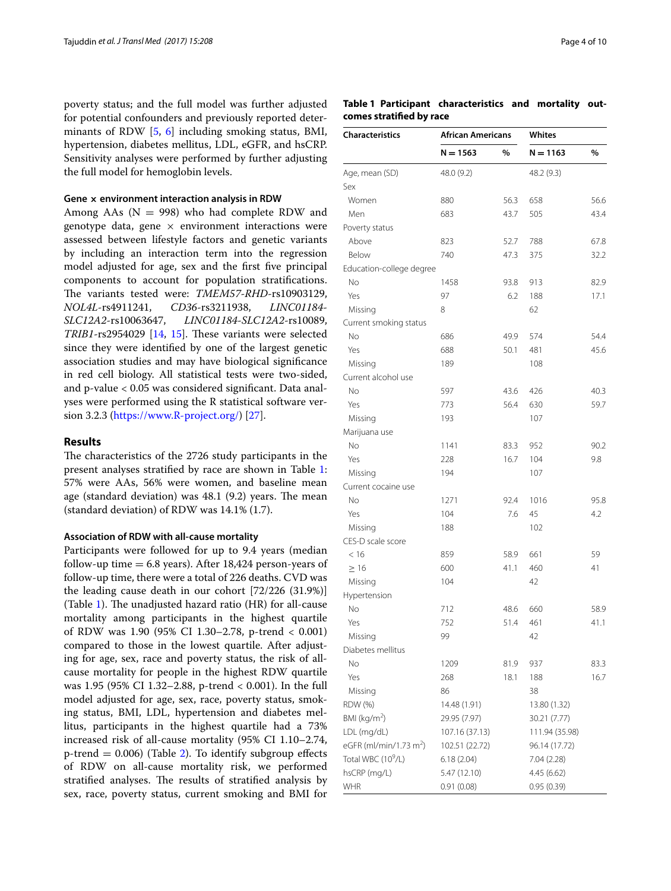poverty status; and the full model was further adjusted for potential confounders and previously reported determinants of RDW [5, 6] including smoking status, BMI, hypertension, diabetes mellitus, LDL, eGFR, and hsCRP. Sensitivity analyses were performed by further adjusting the full model for hemoglobin levels.

### Gene × environment interaction analysis in RDW

Among AAs (N = 998) who had complete RDW and genotype data, gene × environment interactions were assessed between lifestyle factors and genetic variants by including an interaction term into the regression model adjusted for age, sex and the first five principal components to account for population stratifications. The variants tested were: *TMEM57-RHD*-rs10903129, *NOL4L*-rs4911241, *CD36*-rs3211938, *LINC01184-SLC12A2*-rs10063647, *LINC01184-SLC12A2*-rs10089, *TRIB1*-rs2954029 [14, 15]. These variants were selected since they were identified by one of the largest genetic association studies and may have biological significance in red cell biology. All statistical tests were two-sided, and p-value < 0.05 was considered significant. Data analyses were performed using the R statistical software version 3.2.3 (https://www.R-project.org/) [27].

## Results

The characteristics of the 2726 study participants in the present analyses stratified by race are shown in Table 1: 57% were AAs, 56% were women, and baseline mean age (standard deviation) was 48.1 (9.2) years. The mean (standard deviation) of RDW was 14.1% (1.7).

### Association of RDW with all-cause mortality

Participants were followed for up to 9.4 years (median follow-up time = 6.8 years). After 18,424 person-years of follow-up time, there were a total of 226 deaths. CVD was the leading cause death in our cohort [72/226 (31.9%)] (Table 1). The unadjusted hazard ratio (HR) for all-cause mortality among participants in the highest quartile of RDW was 1.90 (95% CI 1.30–2.78, p-trend < 0.001) compared to those in the lowest quartile. After adjusting for age, sex, race and poverty status, the risk of all-cause mortality for people in the highest RDW quartile was 1.95 (95% CI 1.32–2.88, p-trend < 0.001). In the full model adjusted for age, sex, race, poverty status, smoking status, BMI, LDL, hypertension and diabetes mellitus, participants in the highest quartile had a 73% increased risk of all-cause mortality (95% CI 1.10–2.74, p-trend = 0.006) (Table 2). To identify subgroup effects of RDW on all-cause mortality risk, we performed stratified analyses. The results of stratified analysis by sex, race, poverty status, current smoking and BMI for

**Table 1 Participant characteristics and mortality outcomes stratified by race**

| Characteristics | African Americans | | Whites | |
|---|---|---|---|---|
| | N = 1563 | % | N = 1163 | % |
| Age, mean (SD) | 48.0 (9.2) | | 48.2 (9.3) | |
| Sex | | | | |
| Women | 880 | 56.3 | 658 | 56.6 |
| Men | 683 | 43.7 | 505 | 43.4 |
| Poverty status | | | | |
| Above | 823 | 52.7 | 788 | 67.8 |
| Below | 740 | 47.3 | 375 | 32.2 |
| Education-college degree | | | | |
| No | 1458 | 93.8 | 913 | 82.9 |
| Yes | 97 | 6.2 | 188 | 17.1 |
| Missing | 8 | | 62 | |
| Current smoking status | | | | |
| No | 686 | 49.9 | 574 | 54.4 |
| Yes | 688 | 50.1 | 481 | 45.6 |
| Missing | 189 | | 108 | |
| Current alcohol use | | | | |
| No | 597 | 43.6 | 426 | 40.3 |
| Yes | 773 | 56.4 | 630 | 59.7 |
| Missing | 193 | | 107 | |
| Marijuana use | | | | |
| No | 1141 | 83.3 | 952 | 90.2 |
| Yes | 228 | 16.7 | 104 | 9.8 |
| Missing | 194 | | 107 | |
| Current cocaine use | | | | |
| No | 1271 | 92.4 | 1016 | 95.8 |
| Yes | 104 | 7.6 | 45 | 4.2 |
| Missing | 188 | | 102 | |
| CES-D scale score | | | | |
| < 16 | 859 | 58.9 | 661 | 59 |
| ≥ 16 | 600 | 41.1 | 460 | 41 |
| Missing | 104 | | 42 | |
| Hypertension | | | | |
| No | 712 | 48.6 | 660 | 58.9 |
| Yes | 752 | 51.4 | 461 | 41.1 |
| Missing | 99 | | 42 | |
| Diabetes mellitus | | | | |
| No | 1209 | 81.9 | 937 | 83.3 |
| Yes | 268 | 18.1 | 188 | 16.7 |
| Missing | 86 | | 38 | |
| RDW (%) | 14.48 (1.91) | | 13.80 (1.32) | |
| BMI (kg/m$^2$) | 29.95 (7.97) | | 30.21 (7.77) | |
| LDL (mg/dL) | 107.16 (37.13) | | 111.94 (35.98) | |
| eGFR (ml/min/1.73 m$^2$) | 102.51 (22.72) | | 96.14 (17.72) | |
| Total WBC ($10^9$/L) | 6.18 (2.04) | | 7.04 (2.28) | |
| hsCRP (mg/L) | 5.47 (12.10) | | 4.45 (6.62) | |
| WHR | 0.91 (0.08) | | 0.95 (0.39) | |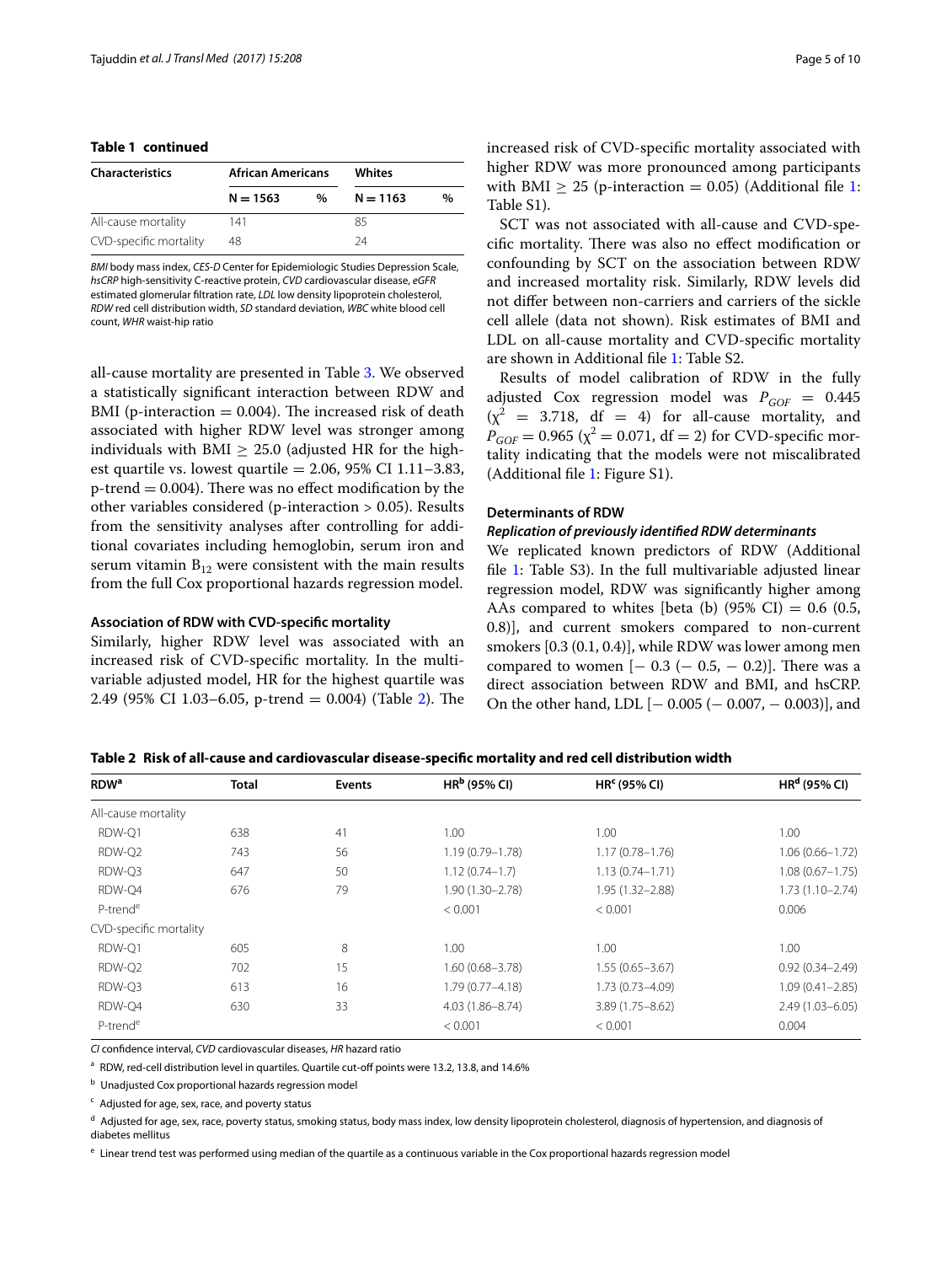**Table 1 continued**

| Characteristics | African Americans | | Whites | |
|---|---|---|---|---|
| | N = 1563 | % | N = 1163 | % |
| All-cause mortality | 141 | | 85 | |
| CVD-specific mortality | 48 | | 24 | |

*BMI* body mass index, *CES-D* Center for Epidemiologic Studies Depression Scale, *hsCRP* high-sensitivity C-reactive protein, *CVD* cardiovascular disease, *eGFR* estimated glomerular filtration rate, *LDL* low density lipoprotein cholesterol, *RDW* red cell distribution width, *SD* standard deviation, *WBC* white blood cell count, *WHR* waist-hip ratio

all-cause mortality are presented in Table 3. We observed a statistically significant interaction between RDW and BMI (p-interaction = 0.004). The increased risk of death associated with higher RDW level was stronger among individuals with BMI ≥ 25.0 (adjusted HR for the highest quartile vs. lowest quartile = 2.06, 95% CI 1.11–3.83, p-trend = 0.004). There was no effect modification by the other variables considered (p-interaction > 0.05). Results from the sensitivity analyses after controlling for additional covariates including hemoglobin, serum iron and serum vitamin $B_{12}$ were consistent with the main results from the full Cox proportional hazards regression model.

### Association of RDW with CVD-specific mortality

Similarly, higher RDW level was associated with an increased risk of CVD-specific mortality. In the multivariable adjusted model, HR for the highest quartile was 2.49 (95% CI 1.03–6.05, p-trend = 0.004) (Table 2). The increased risk of CVD-specific mortality associated with higher RDW was more pronounced among participants with BMI ≥ 25 (p-interaction = 0.05) (Additional file 1: Table S1).

SCT was not associated with all-cause and CVD-specific mortality. There was also no effect modification or confounding by SCT on the association between RDW and increased mortality risk. Similarly, RDW levels did not differ between non-carriers and carriers of the sickle cell allele (data not shown). Risk estimates of BMI and LDL on all-cause mortality and CVD-specific mortality are shown in Additional file 1: Table S2.

Results of model calibration of RDW in the fully adjusted Cox regression model was $P_{GOF}$ = 0.445 ($\chi^2$ = 3.718, df = 4) for all-cause mortality, and $P_{GOF}$ = 0.965 ($\chi^2$ = 0.071, df = 2) for CVD-specific mortality indicating that the models were not miscalibrated (Additional file 1: Figure S1).

### Determinants of RDW

#### *Replication of previously identified RDW determinants*

We replicated known predictors of RDW (Additional file 1: Table S3). In the full multivariable adjusted linear regression model, RDW was significantly higher among AAs compared to whites [beta (b) (95% CI) = 0.6 (0.5, 0.8)], and current smokers compared to non-current smokers [0.3 (0.1, 0.4)], while RDW was lower among men compared to women [− 0.3 (− 0.5, − 0.2)]. There was a direct association between RDW and BMI, and hsCRP. On the other hand, LDL [− 0.005 (− 0.007, − 0.003)], and

**Table 2 Risk of all-cause and cardiovascular disease-specific mortality and red cell distribution width**

| RDW[a] | Total | Events | HR[b] (95% CI) | HR[c] (95% CI) | HR[d] (95% CI) |
|---|---|---|---|---|---|
| All-cause mortality | | | | | |
| RDW-Q1 | 638 | 41 | 1.00 | 1.00 | 1.00 |
| RDW-Q2 | 743 | 56 | 1.19 (0.79–1.78) | 1.17 (0.78–1.76) | 1.06 (0.66–1.72) |
| RDW-Q3 | 647 | 50 | 1.12 (0.74–1.7) | 1.13 (0.74–1.71) | 1.08 (0.67–1.75) |
| RDW-Q4 | 676 | 79 | 1.90 (1.30–2.78) | 1.95 (1.32–2.88) | 1.73 (1.10–2.74) |
| P-trend[e] | | | < 0.001 | < 0.001 | 0.006 |
| CVD-specific mortality | | | | | |
| RDW-Q1 | 605 | 8 | 1.00 | 1.00 | 1.00 |
| RDW-Q2 | 702 | 15 | 1.60 (0.68–3.78) | 1.55 (0.65–3.67) | 0.92 (0.34–2.49) |
| RDW-Q3 | 613 | 16 | 1.79 (0.77–4.18) | 1.73 (0.73–4.09) | 1.09 (0.41–2.85) |
| RDW-Q4 | 630 | 33 | 4.03 (1.86–8.74) | 3.89 (1.75–8.62) | 2.49 (1.03–6.05) |
| P-trend[e] | | | < 0.001 | < 0.001 | 0.004 |

*CI* confidence interval, *CVD* cardiovascular diseases, *HR* hazard ratio

[a] RDW, red-cell distribution level in quartiles. Quartile cut-off points were 13.2, 13.8, and 14.6%

[b] Unadjusted Cox proportional hazards regression model

[c] Adjusted for age, sex, race, and poverty status

[d] Adjusted for age, sex, race, poverty status, smoking status, body mass index, low density lipoprotein cholesterol, diagnosis of hypertension, and diagnosis of diabetes mellitus

[e] Linear trend test was performed using median of the quartile as a continuous variable in the Cox proportional hazards regression model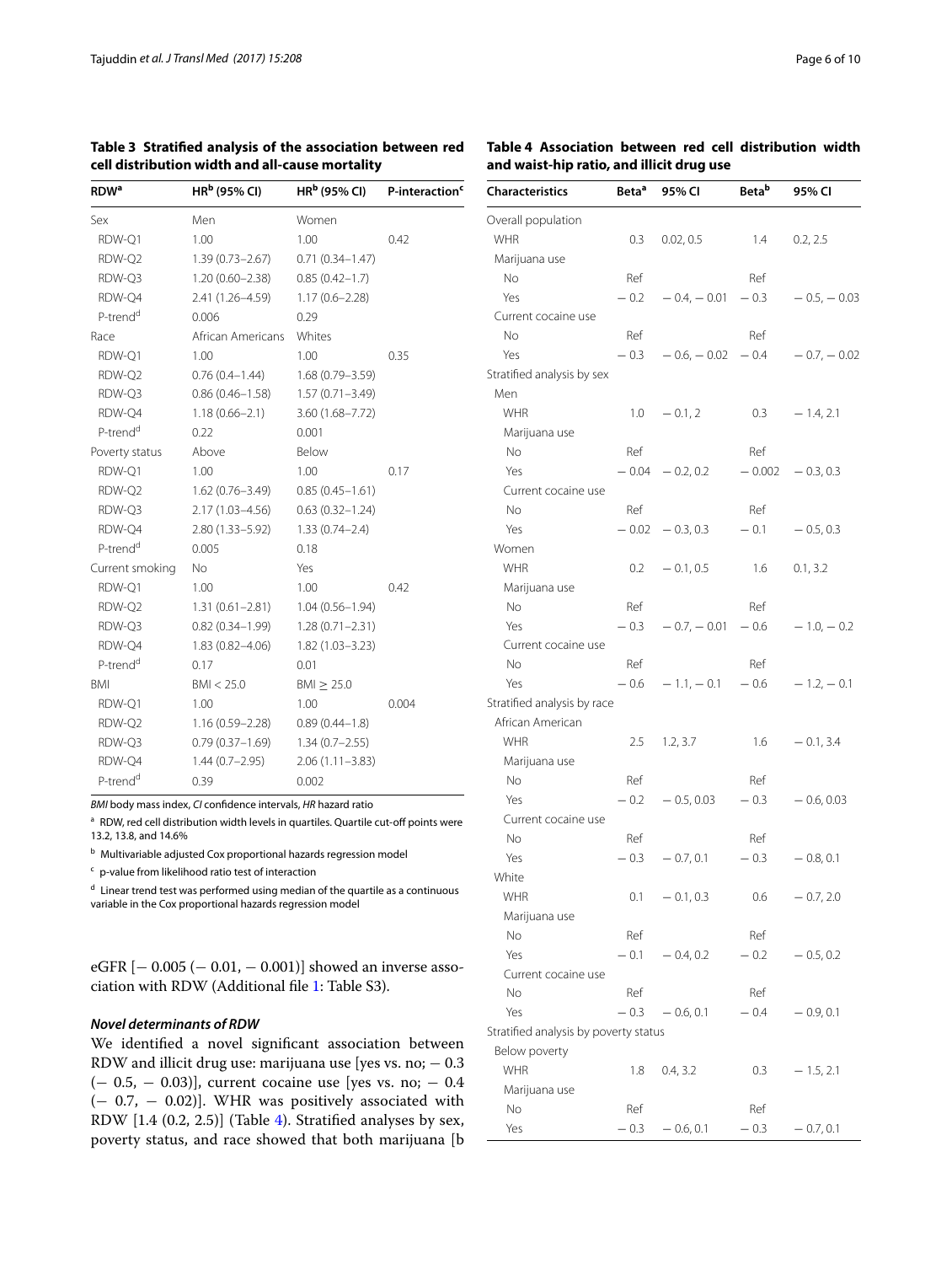**Table 3 Stratified analysis of the association between red cell distribution width and all-cause mortality**

| RDW[a] | HR[b] (95% CI) | HR[b] (95% CI) | P-interaction[c] |
|---|---|---|---|
| Sex | Men | Women | |
| RDW-Q1 | 1.00 | 1.00 | 0.42 |
| RDW-Q2 | 1.39 (0.73–2.67) | 0.71 (0.34–1.47) | |
| RDW-Q3 | 1.20 (0.60–2.38) | 0.85 (0.42–1.7) | |
| RDW-Q4 | 2.41 (1.26–4.59) | 1.17 (0.6–2.28) | |
| P-trend[d] | 0.006 | 0.29 | |
| Race | African Americans | Whites | |
| RDW-Q1 | 1.00 | 1.00 | 0.35 |
| RDW-Q2 | 0.76 (0.4–1.44) | 1.68 (0.79–3.59) | |
| RDW-Q3 | 0.86 (0.46–1.58) | 1.57 (0.71–3.49) | |
| RDW-Q4 | 1.18 (0.66–2.1) | 3.60 (1.68–7.72) | |
| P-trend[d] | 0.22 | 0.001 | |
| Poverty status | Above | Below | |
| RDW-Q1 | 1.00 | 1.00 | 0.17 |
| RDW-Q2 | 1.62 (0.76–3.49) | 0.85 (0.45–1.61) | |
| RDW-Q3 | 2.17 (1.03–4.56) | 0.63 (0.32–1.24) | |
| RDW-Q4 | 2.80 (1.33–5.92) | 1.33 (0.74–2.4) | |
| P-trend[d] | 0.005 | 0.18 | |
| Current smoking | No | Yes | |
| RDW-Q1 | 1.00 | 1.00 | 0.42 |
| RDW-Q2 | 1.31 (0.61–2.81) | 1.04 (0.56–1.94) | |
| RDW-Q3 | 0.82 (0.34–1.99) | 1.28 (0.71–2.31) | |
| RDW-Q4 | 1.83 (0.82–4.06) | 1.82 (1.03–3.23) | |
| P-trend[d] | 0.17 | 0.01 | |
| BMI | BMI < 25.0 | BMI ≥ 25.0 | |
| RDW-Q1 | 1.00 | 1.00 | 0.004 |
| RDW-Q2 | 1.16 (0.59–2.28) | 0.89 (0.44–1.8) | |
| RDW-Q3 | 0.79 (0.37–1.69) | 1.34 (0.7–2.55) | |
| RDW-Q4 | 1.44 (0.7–2.95) | 2.06 (1.11–3.83) | |
| P-trend[d] | 0.39 | 0.002 | |

*BMI* body mass index, *CI* confidence intervals, *HR* hazard ratio

[a] RDW, red cell distribution width levels in quartiles. Quartile cut-off points were 13.2, 13.8, and 14.6%

[b] Multivariable adjusted Cox proportional hazards regression model

[c] p-value from likelihood ratio test of interaction

[d] Linear trend test was performed using median of the quartile as a continuous variable in the Cox proportional hazards regression model

eGFR [− 0.005 (− 0.01, − 0.001)] showed an inverse association with RDW (Additional file 1: Table S3).

### Novel determinants of RDW

We identified a novel significant association between RDW and illicit drug use: marijuana use [yes vs. no; − 0.3 (− 0.5, − 0.03)], current cocaine use [yes vs. no; − 0.4 (− 0.7, − 0.02)]. WHR was positively associated with RDW [1.4 (0.2, 2.5)] (Table 4). Stratified analyses by sex, poverty status, and race showed that both marijuana [b

**Table 4 Association between red cell distribution width and waist-hip ratio, and illicit drug use**

| Characteristics | Beta[a] | 95% CI | Beta[b] | 95% CI |
|---|---|---|---|---|
| Overall population | | | | |
| WHR | 0.3 | 0.02, 0.5 | 1.4 | 0.2, 2.5 |
| Marijuana use | | | | |
| No | Ref | | Ref | |
| Yes | − 0.2 | − 0.4, − 0.01 | − 0.3 | − 0.5, − 0.03 |
| Current cocaine use | | | | |
| No | Ref | | Ref | |
| Yes | − 0.3 | − 0.6, − 0.02 | − 0.4 | − 0.7, − 0.02 |
| Stratified analysis by sex | | | | |
| Men | | | | |
| WHR | 1.0 | − 0.1, 2 | 0.3 | − 1.4, 2.1 |
| Marijuana use | | | | |
| No | Ref | | Ref | |
| Yes | − 0.04 | − 0.2, 0.2 | − 0.002 | − 0.3, 0.3 |
| Current cocaine use | | | | |
| No | Ref | | Ref | |
| Yes | − 0.02 | − 0.3, 0.3 | − 0.1 | − 0.5, 0.3 |
| Women | | | | |
| WHR | 0.2 | − 0.1, 0.5 | 1.6 | 0.1, 3.2 |
| Marijuana use | | | | |
| No | Ref | | Ref | |
| Yes | − 0.3 | − 0.7, − 0.01 | − 0.6 | − 1.0, − 0.2 |
| Current cocaine use | | | | |
| No | Ref | | Ref | |
| Yes | − 0.6 | − 1.1, − 0.1 | − 0.6 | − 1.2, − 0.1 |
| Stratified analysis by race | | | | |
| African American | | | | |
| WHR | 2.5 | 1.2, 3.7 | 1.6 | − 0.1, 3.4 |
| Marijuana use | | | | |
| No | Ref | | Ref | |
| Yes | − 0.2 | − 0.5, 0.03 | − 0.3 | − 0.6, 0.03 |
| Current cocaine use | | | | |
| No | Ref | | Ref | |
| Yes | − 0.3 | − 0.7, 0.1 | − 0.3 | − 0.8, 0.1 |
| White | | | | |
| WHR | 0.1 | − 0.1, 0.3 | 0.6 | − 0.7, 2.0 |
| Marijuana use | | | | |
| No | Ref | | Ref | |
| Yes | − 0.1 | − 0.4, 0.2 | − 0.2 | − 0.5, 0.2 |
| Current cocaine use | | | | |
| No | Ref | | Ref | |
| Yes | − 0.3 | − 0.6, 0.1 | − 0.4 | − 0.9, 0.1 |
| Stratified analysis by poverty status | | | | |
| Below poverty | | | | |
| WHR | 1.8 | 0.4, 3.2 | 0.3 | − 1.5, 2.1 |
| Marijuana use | | | | |
| No | Ref | | Ref | |
| Yes | − 0.3 | − 0.6, 0.1 | − 0.3 | − 0.7, 0.1 |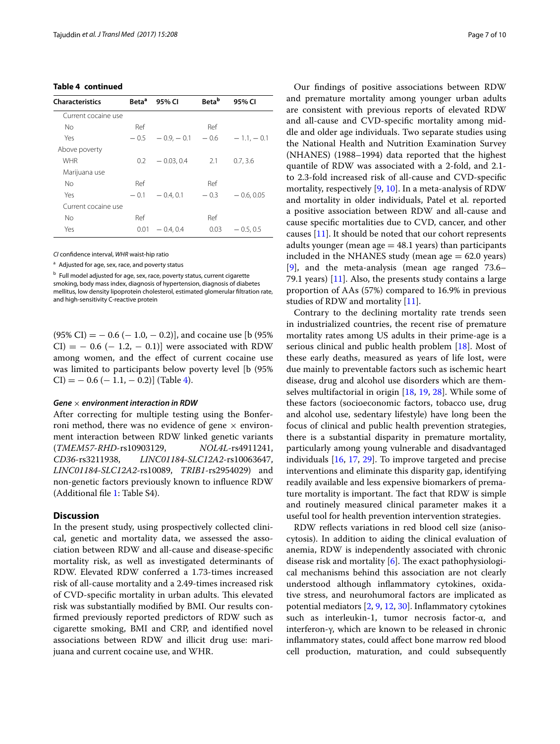**Table 4 continued**

| Characteristics | Beta[a] | 95% CI | Beta[b] | 95% CI |
|---|---|---|---|---|
| Current cocaine use | | | | |
| No | Ref | | Ref | |
| Yes | − 0.5 | − 0.9, − 0.1 | − 0.6 | − 1.1, − 0.1 |
| Above poverty | | | | |
| WHR | 0.2 | − 0.03, 0.4 | 2.1 | 0.7, 3.6 |
| Marijuana use | | | | |
| No | Ref | | Ref | |
| Yes | − 0.1 | − 0.4, 0.1 | − 0.3 | − 0.6, 0.05 |
| Current cocaine use | | | | |
| No | Ref | | Ref | |
| Yes | 0.01 | − 0.4, 0.4 | 0.03 | − 0.5, 0.5 |

*CI* confidence interval, *WHR* waist-hip ratio

[a] Adjusted for age, sex, race, and poverty status

[b] Full model adjusted for age, sex, race, poverty status, current cigarette smoking, body mass index, diagnosis of hypertension, diagnosis of diabetes mellitus, low density lipoprotein cholesterol, estimated glomerular filtration rate, and high-sensitivity C-reactive protein

(95% CI) = − 0.6 (− 1.0, − 0.2)], and cocaine use [b (95% CI) = − 0.6 (− 1.2, − 0.1)] were associated with RDW among women, and the effect of current cocaine use was limited to participants below poverty level [b (95% CI) = − 0.6 (− 1.1, − 0.2)] (Table 4).

### *Gene × environment interaction in RDW*

After correcting for multiple testing using the Bonferroni method, there was no evidence of gene × environment interaction between RDW linked genetic variants (*TMEM57-RHD*-rs10903129, *NOL4L*-rs4911241, *CD36*-rs3211938, *LINC01184-SLC12A2*-rs10063647, *LINC01184-SLC12A2*-rs10089, *TRIB1*-rs2954029) and non-genetic factors previously known to influence RDW (Additional file 1: Table S4).

## Discussion

In the present study, using prospectively collected clinical, genetic and mortality data, we assessed the association between RDW and all-cause and disease-specific mortality risk, as well as investigated determinants of RDW. Elevated RDW conferred a 1.73-times increased risk of all-cause mortality and a 2.49-times increased risk of CVD-specific mortality in urban adults. This elevated risk was substantially modified by BMI. Our results confirmed previously reported predictors of RDW such as cigarette smoking, BMI and CRP, and identified novel associations between RDW and illicit drug use: marijuana and current cocaine use, and WHR.

Our findings of positive associations between RDW and premature mortality among younger urban adults are consistent with previous reports of elevated RDW and all-cause and CVD-specific mortality among middle and older age individuals. Two separate studies using the National Health and Nutrition Examination Survey (NHANES) (1988–1994) data reported that the highest quantile of RDW was associated with a 2-fold, and 2.1- to 2.3-fold increased risk of all-cause and CVD-specific mortality, respectively [9, 10]. In a meta-analysis of RDW and mortality in older individuals, Patel et al. reported a positive association between RDW and all-cause and cause specific mortalities due to CVD, cancer, and other causes [11]. It should be noted that our cohort represents adults younger (mean age = 48.1 years) than participants included in the NHANES study (mean age = 62.0 years) [9], and the meta-analysis (mean age ranged 73.6–79.1 years) [11]. Also, the presents study contains a large proportion of AAs (57%) compared to 16.9% in previous studies of RDW and mortality [11].

Contrary to the declining mortality rate trends seen in industrialized countries, the recent rise of premature mortality rates among US adults in their prime-age is a serious clinical and public health problem [18]. Most of these early deaths, measured as years of life lost, were due mainly to preventable factors such as ischemic heart disease, drug and alcohol use disorders which are themselves multifactorial in origin [18, 19, 28]. While some of these factors (socioeconomic factors, tobacco use, drug and alcohol use, sedentary lifestyle) have long been the focus of clinical and public health prevention strategies, there is a substantial disparity in premature mortality, particularly among young vulnerable and disadvantaged individuals [16, 17, 29]. To improve targeted and precise interventions and eliminate this disparity gap, identifying readily available and less expensive biomarkers of premature mortality is important. The fact that RDW is simple and routinely measured clinical parameter makes it a useful tool for health prevention intervention strategies.

RDW reflects variations in red blood cell size (anisocytosis). In addition to aiding the clinical evaluation of anemia, RDW is independently associated with chronic disease risk and mortality [6]. The exact pathophysiological mechanisms behind this association are not clearly understood although inflammatory cytokines, oxidative stress, and neurohumoral factors are implicated as potential mediators [2, 9, 12, 30]. Inflammatory cytokines such as interleukin-1, tumor necrosis factor-α, and interferon-γ, which are known to be released in chronic inflammatory states, could affect bone marrow red blood cell production, maturation, and could subsequently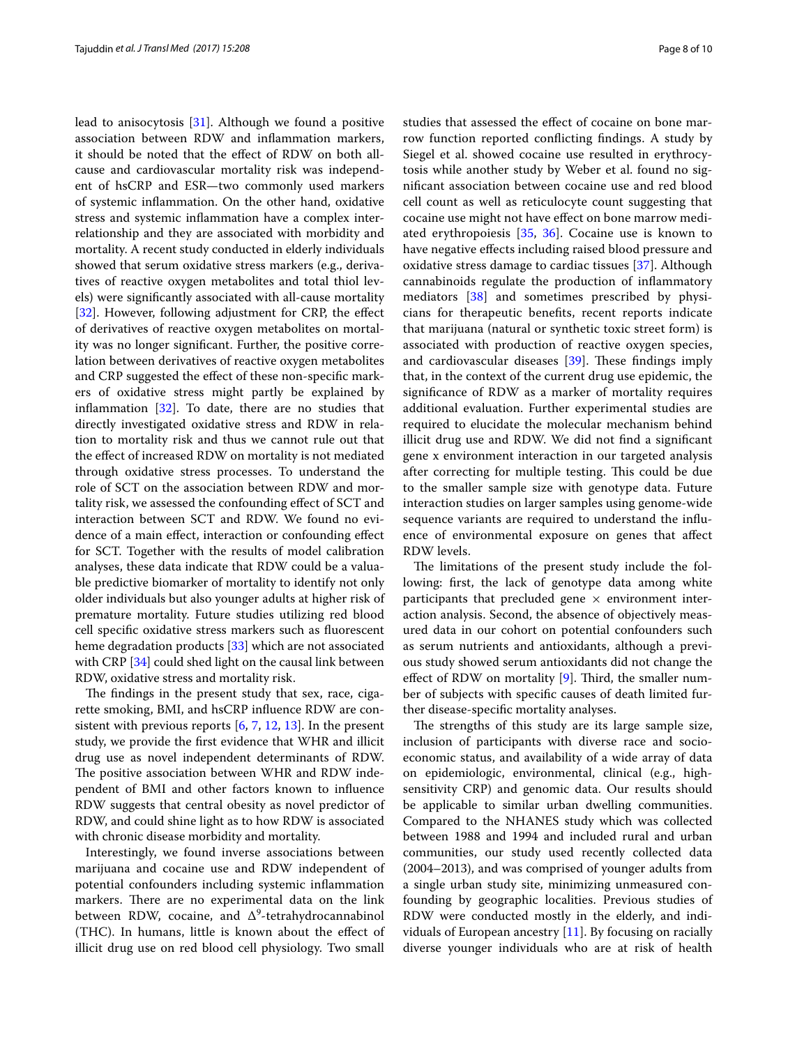lead to anisocytosis [31]. Although we found a positive association between RDW and inflammation markers, it should be noted that the effect of RDW on both all-cause and cardiovascular mortality risk was independent of hsCRP and ESR—two commonly used markers of systemic inflammation. On the other hand, oxidative stress and systemic inflammation have a complex interrelationship and they are associated with morbidity and mortality. A recent study conducted in elderly individuals showed that serum oxidative stress markers (e.g., derivatives of reactive oxygen metabolites and total thiol levels) were significantly associated with all-cause mortality [32]. However, following adjustment for CRP, the effect of derivatives of reactive oxygen metabolites on mortality was no longer significant. Further, the positive correlation between derivatives of reactive oxygen metabolites and CRP suggested the effect of these non-specific markers of oxidative stress might partly be explained by inflammation [32]. To date, there are no studies that directly investigated oxidative stress and RDW in relation to mortality risk and thus we cannot rule out that the effect of increased RDW on mortality is not mediated through oxidative stress processes. To understand the role of SCT on the association between RDW and mortality risk, we assessed the confounding effect of SCT and interaction between SCT and RDW. We found no evidence of a main effect, interaction or confounding effect for SCT. Together with the results of model calibration analyses, these data indicate that RDW could be a valuable predictive biomarker of mortality to identify not only older individuals but also younger adults at higher risk of premature mortality. Future studies utilizing red blood cell specific oxidative stress markers such as fluorescent heme degradation products [33] which are not associated with CRP [34] could shed light on the causal link between RDW, oxidative stress and mortality risk.

The findings in the present study that sex, race, cigarette smoking, BMI, and hsCRP influence RDW are consistent with previous reports [6, 7, 12, 13]. In the present study, we provide the first evidence that WHR and illicit drug use as novel independent determinants of RDW. The positive association between WHR and RDW independent of BMI and other factors known to influence RDW suggests that central obesity as novel predictor of RDW, and could shine light as to how RDW is associated with chronic disease morbidity and mortality.

Interestingly, we found inverse associations between marijuana and cocaine use and RDW independent of potential confounders including systemic inflammation markers. There are no experimental data on the link between RDW, cocaine, and $\Delta^9$-tetrahydrocannabinol (THC). In humans, little is known about the effect of illicit drug use on red blood cell physiology. Two small studies that assessed the effect of cocaine on bone marrow function reported conflicting findings. A study by Siegel et al. showed cocaine use resulted in erythrocytosis while another study by Weber et al. found no significant association between cocaine use and red blood cell count as well as reticulocyte count suggesting that cocaine use might not have effect on bone marrow mediated erythropoiesis [35, 36]. Cocaine use is known to have negative effects including raised blood pressure and oxidative stress damage to cardiac tissues [37]. Although cannabinoids regulate the production of inflammatory mediators [38] and sometimes prescribed by physicians for therapeutic benefits, recent reports indicate that marijuana (natural or synthetic toxic street form) is associated with production of reactive oxygen species, and cardiovascular diseases [39]. These findings imply that, in the context of the current drug use epidemic, the significance of RDW as a marker of mortality requires additional evaluation. Further experimental studies are required to elucidate the molecular mechanism behind illicit drug use and RDW. We did not find a significant gene x environment interaction in our targeted analysis after correcting for multiple testing. This could be due to the smaller sample size with genotype data. Future interaction studies on larger samples using genome-wide sequence variants are required to understand the influence of environmental exposure on genes that affect RDW levels.

The limitations of the present study include the following: first, the lack of genotype data among white participants that precluded gene × environment interaction analysis. Second, the absence of objectively measured data in our cohort on potential confounders such as serum nutrients and antioxidants, although a previous study showed serum antioxidants did not change the effect of RDW on mortality [9]. Third, the smaller number of subjects with specific causes of death limited further disease-specific mortality analyses.

The strengths of this study are its large sample size, inclusion of participants with diverse race and socioeconomic status, and availability of a wide array of data on epidemiologic, environmental, clinical (e.g., high-sensitivity CRP) and genomic data. Our results should be applicable to similar urban dwelling communities. Compared to the NHANES study which was collected between 1988 and 1994 and included rural and urban communities, our study used recently collected data (2004–2013), and was comprised of younger adults from a single urban study site, minimizing unmeasured confounding by geographic localities. Previous studies of RDW were conducted mostly in the elderly, and individuals of European ancestry [11]. By focusing on racially diverse younger individuals who are at risk of health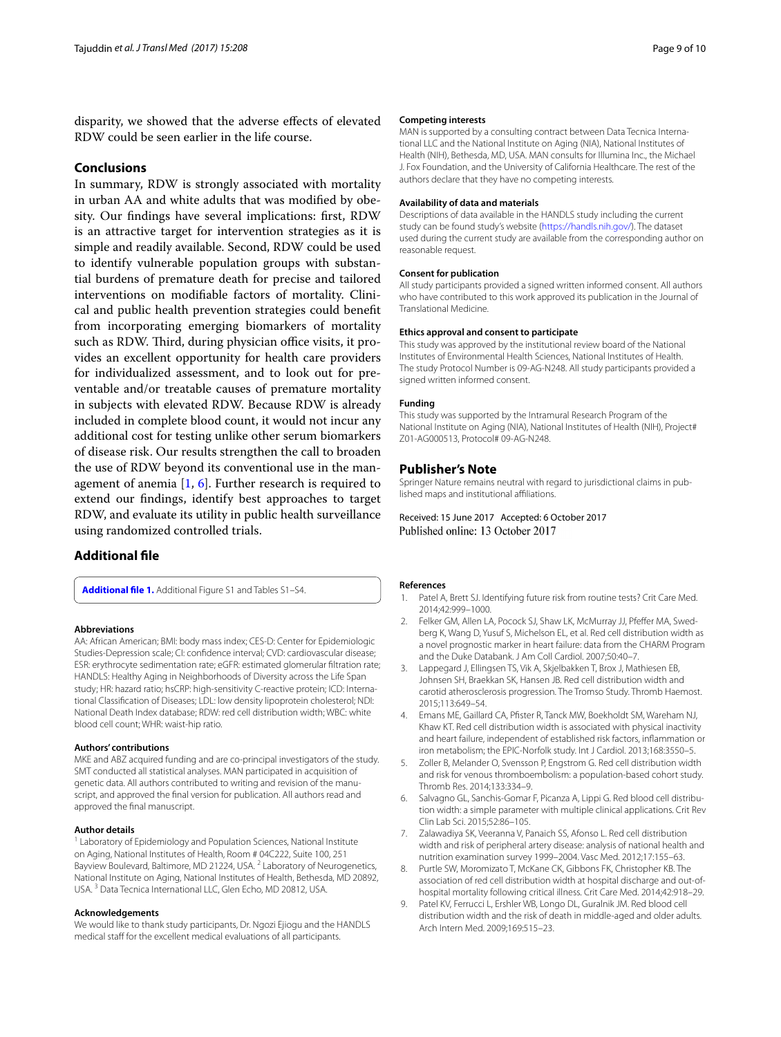disparity, we showed that the adverse effects of elevated RDW could be seen earlier in the life course.

## Conclusions

In summary, RDW is strongly associated with mortality in urban AA and white adults that was modified by obesity. Our findings have several implications: first, RDW is an attractive target for intervention strategies as it is simple and readily available. Second, RDW could be used to identify vulnerable population groups with substantial burdens of premature death for precise and tailored interventions on modifiable factors of mortality. Clinical and public health prevention strategies could benefit from incorporating emerging biomarkers of mortality such as RDW. Third, during physician office visits, it provides an excellent opportunity for health care providers for individualized assessment, and to look out for preventable and/or treatable causes of premature mortality in subjects with elevated RDW. Because RDW is already included in complete blood count, it would not incur any additional cost for testing unlike other serum biomarkers of disease risk. Our results strengthen the call to broaden the use of RDW beyond its conventional use in the management of anemia [1, 6]. Further research is required to extend our findings, identify best approaches to target RDW, and evaluate its utility in public health surveillance using randomized controlled trials.

## Additional file

**Additional file 1.** Additional Figure S1 and Tables S1–S4.

#### Abbreviations

AA: African American; BMI: body mass index; CES-D: Center for Epidemiologic Studies-Depression scale; CI: confidence interval; CVD: cardiovascular disease; ESR: erythrocyte sedimentation rate; eGFR: estimated glomerular filtration rate; HANDLS: Healthy Aging in Neighborhoods of Diversity across the Life Span study; HR: hazard ratio; hsCRP: high-sensitivity C-reactive protein; ICD: International Classification of Diseases; LDL: low density lipoprotein cholesterol; NDI: National Death Index database; RDW: red cell distribution width; WBC: white blood cell count; WHR: waist-hip ratio.

#### Authors' contributions

MKE and ABZ acquired funding and are co-principal investigators of the study. SMT conducted all statistical analyses. MAN participated in acquisition of genetic data. All authors contributed to writing and revision of the manuscript, and approved the final version for publication. All authors read and approved the final manuscript.

#### Author details

[1] Laboratory of Epidemiology and Population Sciences, National Institute on Aging, National Institutes of Health, Room # 04C222, Suite 100, 251 Bayview Boulevard, Baltimore, MD 21224, USA. [2] Laboratory of Neurogenetics, National Institute on Aging, National Institutes of Health, Bethesda, MD 20892, USA. [3] Data Tecnica International LLC, Glen Echo, MD 20812, USA.

#### Acknowledgements

We would like to thank study participants, Dr. Ngozi Ejiogu and the HANDLS medical staff for the excellent medical evaluations of all participants.

#### Competing interests

MAN is supported by a consulting contract between Data Tecnica International LLC and the National Institute on Aging (NIA), National Institutes of Health (NIH), Bethesda, MD, USA. MAN consults for Illumina Inc., the Michael J. Fox Foundation, and the University of California Healthcare. The rest of the authors declare that they have no competing interests.

#### Availability of data and materials

Descriptions of data available in the HANDLS study including the current study can be found study's website (https://handls.nih.gov/). The dataset used during the current study are available from the corresponding author on reasonable request.

#### Consent for publication

All study participants provided a signed written informed consent. All authors who have contributed to this work approved its publication in the Journal of Translational Medicine.

#### Ethics approval and consent to participate

This study was approved by the institutional review board of the National Institutes of Environmental Health Sciences, National Institutes of Health. The study Protocol Number is 09-AG-N248. All study participants provided a signed written informed consent.

#### Funding

This study was supported by the Intramural Research Program of the National Institute on Aging (NIA), National Institutes of Health (NIH), Project# Z01-AG000513, Protocol# 09-AG-N248.

## Publisher's Note

Springer Nature remains neutral with regard to jurisdictional claims in published maps and institutional affiliations.

Received: 15 June 2017 Accepted: 6 October 2017
Published online: 13 October 2017

#### References

1. Patel A, Brett SJ. Identifying future risk from routine tests? Crit Care Med. 2014;42:999–1000.
2. Felker GM, Allen LA, Pocock SJ, Shaw LK, McMurray JJ, Pfeffer MA, Swedberg K, Wang D, Yusuf S, Michelson EL, et al. Red cell distribution width as a novel prognostic marker in heart failure: data from the CHARM Program and the Duke Databank. J Am Coll Cardiol. 2007;50:40–7.
3. Lappegard J, Ellingsen TS, Vik A, Skjelbakken T, Brox J, Mathiesen EB, Johnsen SH, Braekkan SK, Hansen JB. Red cell distribution width and carotid atherosclerosis progression. The Tromso Study. Thromb Haemost. 2015;113:649–54.
4. Emans ME, Gaillard CA, Pfister R, Tanck MW, Boekholdt SM, Wareham NJ, Khaw KT. Red cell distribution width is associated with physical inactivity and heart failure, independent of established risk factors, inflammation or iron metabolism; the EPIC-Norfolk study. Int J Cardiol. 2013;168:3550–5.
5. Zoller B, Melander O, Svensson P, Engstrom G. Red cell distribution width and risk for venous thromboembolism: a population-based cohort study. Thromb Res. 2014;133:334–9.
6. Salvagno GL, Sanchis-Gomar F, Picanza A, Lippi G. Red blood cell distribution width: a simple parameter with multiple clinical applications. Crit Rev Clin Lab Sci. 2015;52:86–105.
7. Zalawadiya SK, Veeranna V, Panaich SS, Afonso L. Red cell distribution width and risk of peripheral artery disease: analysis of national health and nutrition examination survey 1999–2004. Vasc Med. 2012;17:155–63.
8. Purtle SW, Moromizato T, McKane CK, Gibbons FK, Christopher KB. The association of red cell distribution width at hospital discharge and out-of-hospital mortality following critical illness. Crit Care Med. 2014;42:918–29.
9. Patel KV, Ferrucci L, Ershler WB, Longo DL, Guralnik JM. Red blood cell distribution width and the risk of death in middle-aged and older adults. Arch Intern Med. 2009;169:515–23.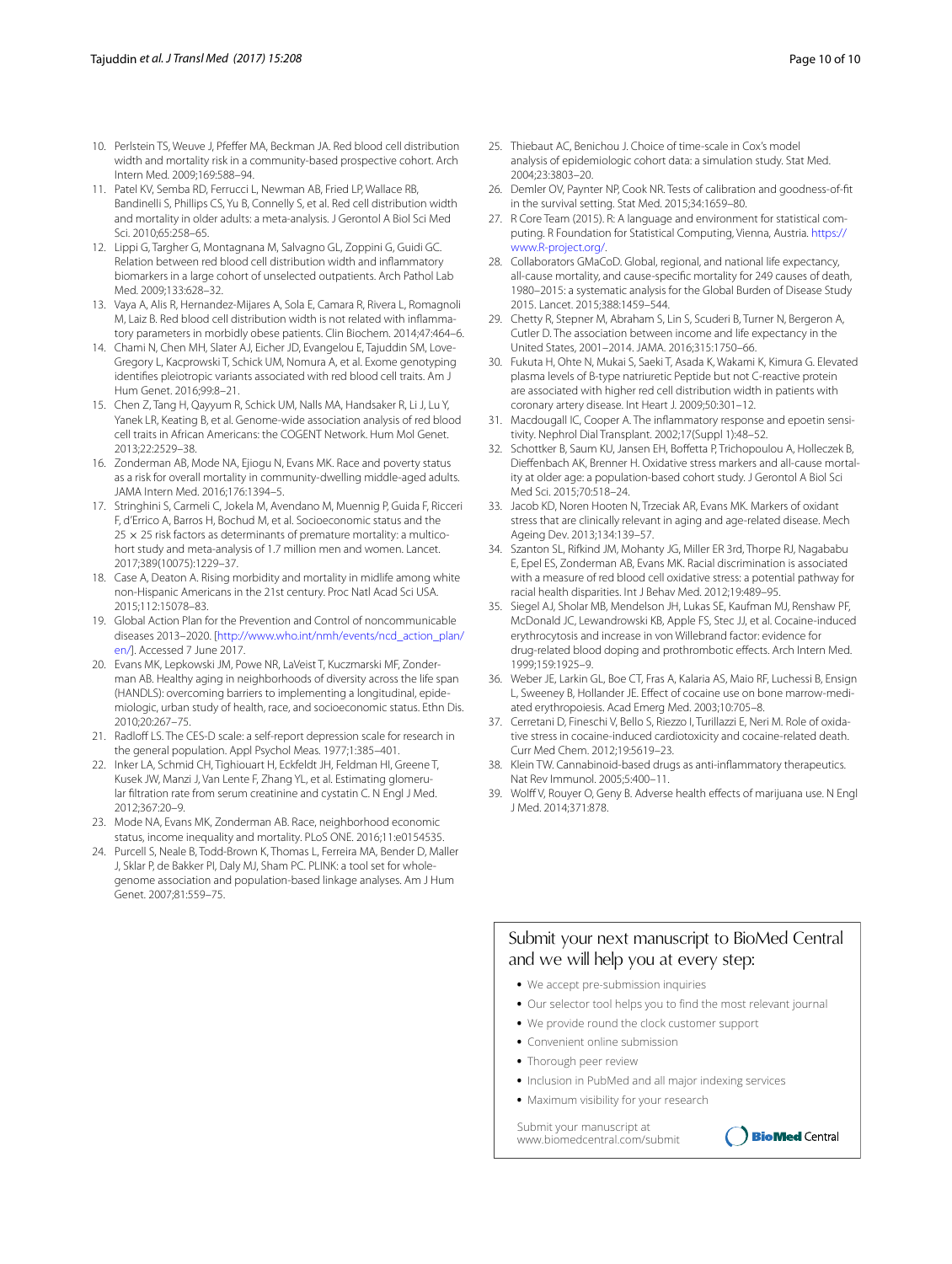10. Perlstein TS, Weuve J, Pfeffer MA, Beckman JA. Red blood cell distribution width and mortality risk in a community-based prospective cohort. Arch Intern Med. 2009;169:588–94.
11. Patel KV, Semba RD, Ferrucci L, Newman AB, Fried LP, Wallace RB, Bandinelli S, Phillips CS, Yu B, Connelly S, et al. Red cell distribution width and mortality in older adults: a meta-analysis. J Gerontol A Biol Sci Med Sci. 2010;65:258–65.
12. Lippi G, Targher G, Montagnana M, Salvagno GL, Zoppini G, Guidi GC. Relation between red blood cell distribution width and inflammatory biomarkers in a large cohort of unselected outpatients. Arch Pathol Lab Med. 2009;133:628–32.
13. Vaya A, Alis R, Hernandez-Mijares A, Sola E, Camara R, Rivera L, Romagnoli M, Laiz B. Red blood cell distribution width is not related with inflammatory parameters in morbidly obese patients. Clin Biochem. 2014;47:464–6.
14. Chami N, Chen MH, Slater AJ, Eicher JD, Evangelou E, Tajuddin SM, Love-Gregory L, Kacprowski T, Schick UM, Nomura A, et al. Exome genotyping identifies pleiotropic variants associated with red blood cell traits. Am J Hum Genet. 2016;99:8–21.
15. Chen Z, Tang H, Qayyum R, Schick UM, Nalls MA, Handsaker R, Li J, Lu Y, Yanek LR, Keating B, et al. Genome-wide association analysis of red blood cell traits in African Americans: the COGENT Network. Hum Mol Genet. 2013;22:2529–38.
16. Zonderman AB, Mode NA, Ejiogu N, Evans MK. Race and poverty status as a risk for overall mortality in community-dwelling middle-aged adults. JAMA Intern Med. 2016;176:1394–5.
17. Stringhini S, Carmeli C, Jokela M, Avendano M, Muennig P, Guida F, Ricceri F, d'Errico A, Barros H, Bochud M, et al. Socioeconomic status and the 25 × 25 risk factors as determinants of premature mortality: a multicohort study and meta-analysis of 1.7 million men and women. Lancet. 2017;389(10075):1229–37.
18. Case A, Deaton A. Rising morbidity and mortality in midlife among white non-Hispanic Americans in the 21st century. Proc Natl Acad Sci USA. 2015;112:15078–83.
19. Global Action Plan for the Prevention and Control of noncommunicable diseases 2013–2020. [http://www.who.int/nmh/events/ncd_action_plan/en/]. Accessed 7 June 2017.
20. Evans MK, Lepkowski JM, Powe NR, LaVeist T, Kuczmarski MF, Zonderman AB. Healthy aging in neighborhoods of diversity across the life span (HANDLS): overcoming barriers to implementing a longitudinal, epidemiologic, urban study of health, race, and socioeconomic status. Ethn Dis. 2010;20:267–75.
21. Radloff LS. The CES-D scale: a self-report depression scale for research in the general population. Appl Psychol Meas. 1977;1:385–401.
22. Inker LA, Schmid CH, Tighiouart H, Eckfeldt JH, Feldman HI, Greene T, Kusek JW, Manzi J, Van Lente F, Zhang YL, et al. Estimating glomerular filtration rate from serum creatinine and cystatin C. N Engl J Med. 2012;367:20–9.
23. Mode NA, Evans MK, Zonderman AB. Race, neighborhood economic status, income inequality and mortality. PLoS ONE. 2016;11:e0154535.
24. Purcell S, Neale B, Todd-Brown K, Thomas L, Ferreira MA, Bender D, Maller J, Sklar P, de Bakker PI, Daly MJ, Sham PC. PLINK: a tool set for whole-genome association and population-based linkage analyses. Am J Hum Genet. 2007;81:559–75.
25. Thiebaut AC, Benichou J. Choice of time-scale in Cox's model analysis of epidemiologic cohort data: a simulation study. Stat Med. 2004;23:3803–20.
26. Demler OV, Paynter NP, Cook NR. Tests of calibration and goodness-of-fit in the survival setting. Stat Med. 2015;34:1659–80.
27. R Core Team (2015). R: A language and environment for statistical computing. R Foundation for Statistical Computing, Vienna, Austria. https://www.R-project.org/.
28. Collaborators GMaCoD. Global, regional, and national life expectancy, all-cause mortality, and cause-specific mortality for 249 causes of death, 1980–2015: a systematic analysis for the Global Burden of Disease Study 2015. Lancet. 2015;388:1459–544.
29. Chetty R, Stepner M, Abraham S, Lin S, Scuderi B, Turner N, Bergeron A, Cutler D. The association between income and life expectancy in the United States, 2001–2014. JAMA. 2016;315:1750–66.
30. Fukuta H, Ohte N, Mukai S, Saeki T, Asada K, Wakami K, Kimura G. Elevated plasma levels of B-type natriuretic Peptide but not C-reactive protein are associated with higher red cell distribution width in patients with coronary artery disease. Int Heart J. 2009;50:301–12.
31. Macdougall IC, Cooper A. The inflammatory response and epoetin sensitivity. Nephrol Dial Transplant. 2002;17(Suppl 1):48–52.
32. Schottker B, Saum KU, Jansen EH, Boffetta P, Trichopoulou A, Holleczek B, Dieffenbach AK, Brenner H. Oxidative stress markers and all-cause mortality at older age: a population-based cohort study. J Gerontol A Biol Sci Med Sci. 2015;70:518–24.
33. Jacob KD, Noren Hooten N, Trzeciak AR, Evans MK. Markers of oxidant stress that are clinically relevant in aging and age-related disease. Mech Ageing Dev. 2013;134:139–57.
34. Szanton SL, Rifkind JM, Mohanty JG, Miller ER 3rd, Thorpe RJ, Nagababu E, Epel ES, Zonderman AB, Evans MK. Racial discrimination is associated with a measure of red blood cell oxidative stress: a potential pathway for racial health disparities. Int J Behav Med. 2012;19:489–95.
35. Siegel AJ, Sholar MB, Mendelson JH, Lukas SE, Kaufman MJ, Renshaw PF, McDonald JC, Lewandrowski KB, Apple FS, Stec JJ, et al. Cocaine-induced erythrocytosis and increase in von Willebrand factor: evidence for drug-related blood doping and prothrombotic effects. Arch Intern Med. 1999;159:1925–9.
36. Weber JE, Larkin GL, Boe CT, Fras A, Kalaria AS, Maio RF, Luchessi B, Ensign L, Sweeney B, Hollander JE. Effect of cocaine use on bone marrow-mediated erythropoiesis. Acad Emerg Med. 2003;10:705–8.
37. Cerretani D, Fineschi V, Bello S, Riezzo I, Turillazzi E, Neri M. Role of oxidative stress in cocaine-induced cardiotoxicity and cocaine-related death. Curr Med Chem. 2012;19:5619–23.
38. Klein TW. Cannabinoid-based drugs as anti-inflammatory therapeutics. Nat Rev Immunol. 2005;5:400–11.
39. Wolff V, Rouyer O, Geny B. Adverse health effects of marijuana use. N Engl J Med. 2014;371:878.